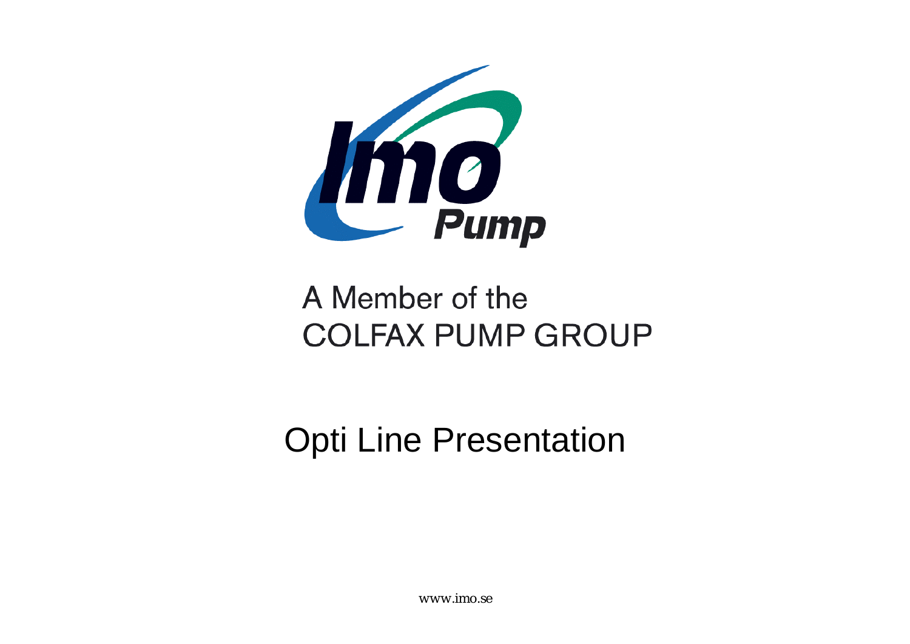Imo Pump

A Member of the
COLFAX PUMP GROUP

# Opti Line Presentation

www.imo.se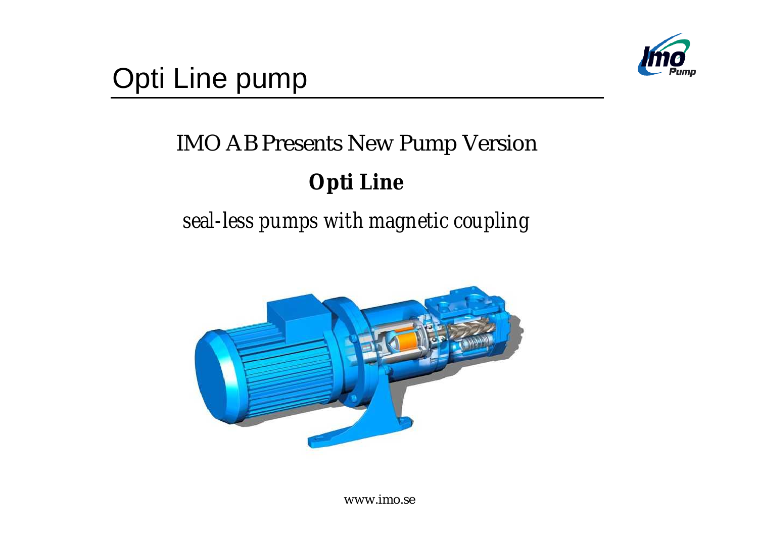# Opti Line pump

IMO AB Presents New Pump Version

**Opti Line**

*seal-less pumps with magnetic coupling*

www.imo.se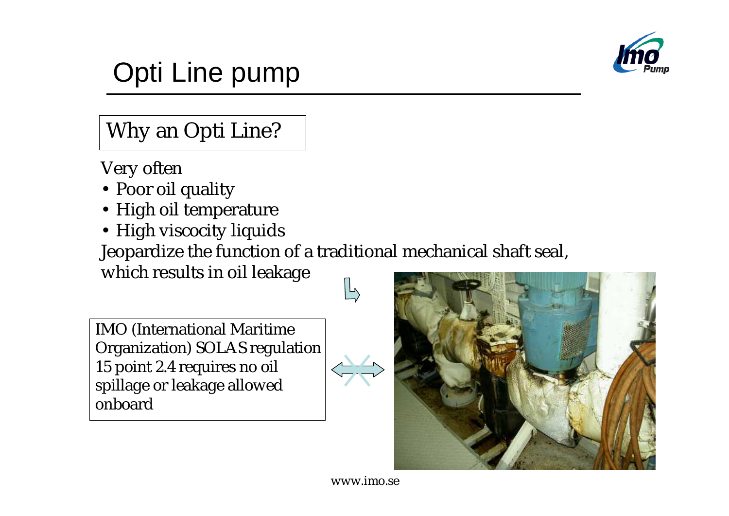# Opti Line pump

## Why an Opti Line?

Very often

- Poor oil quality
- High oil temperature
- High viscocity liquids

Jeopardize the function of a traditional mechanical shaft seal, which results in oil leakage

IMO (International Maritime Organization) SOLAS regulation 15 point 2.4 requires no oil spillage or leakage allowed onboard

www.imo.se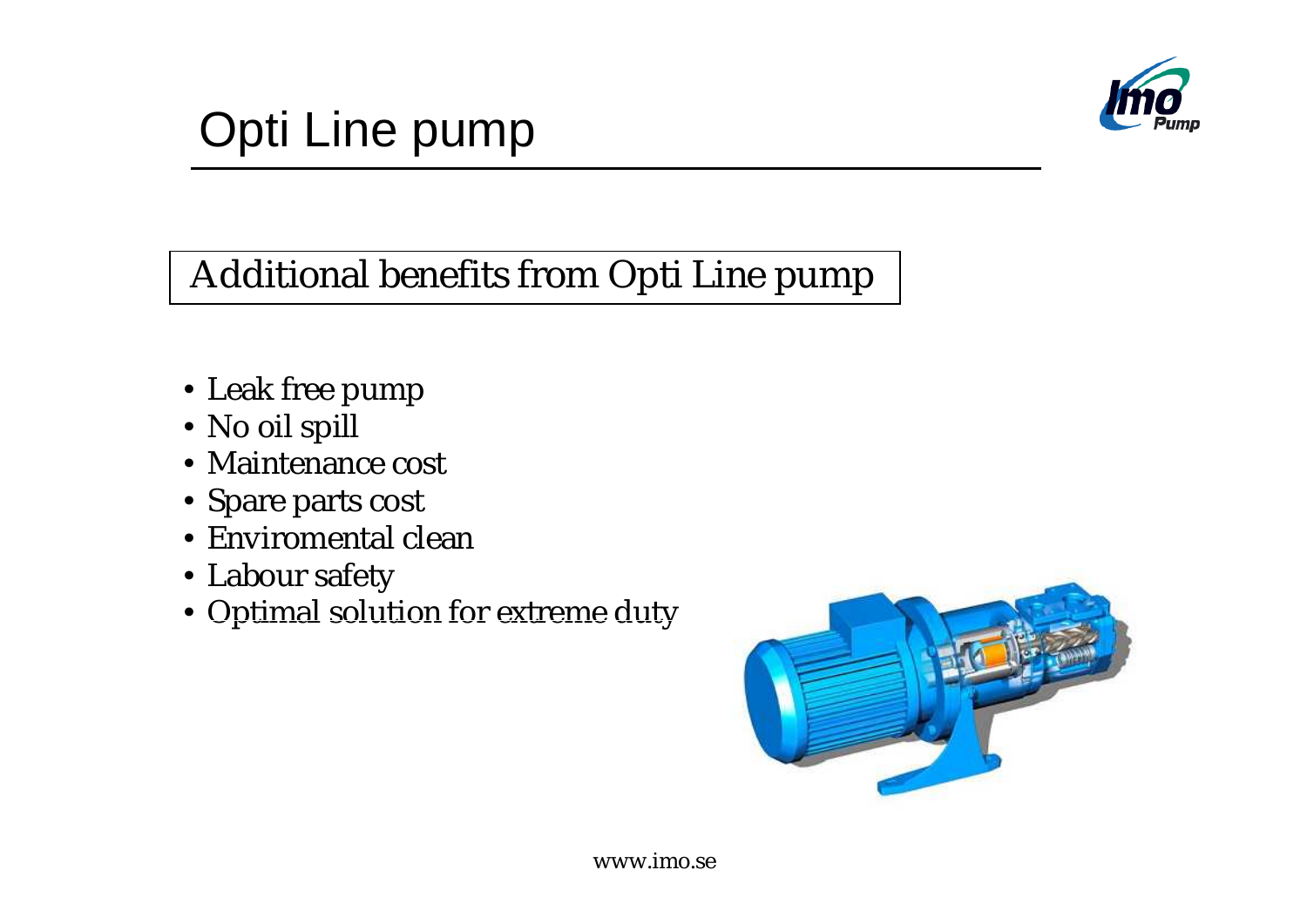# Opti Line pump

## Additional benefits from Opti Line pump

- Leak free pump
- No oil spill
- Maintenance cost
- Spare parts cost
- Enviromental clean
- Labour safety
- Optimal solution for extreme duty

www.imo.se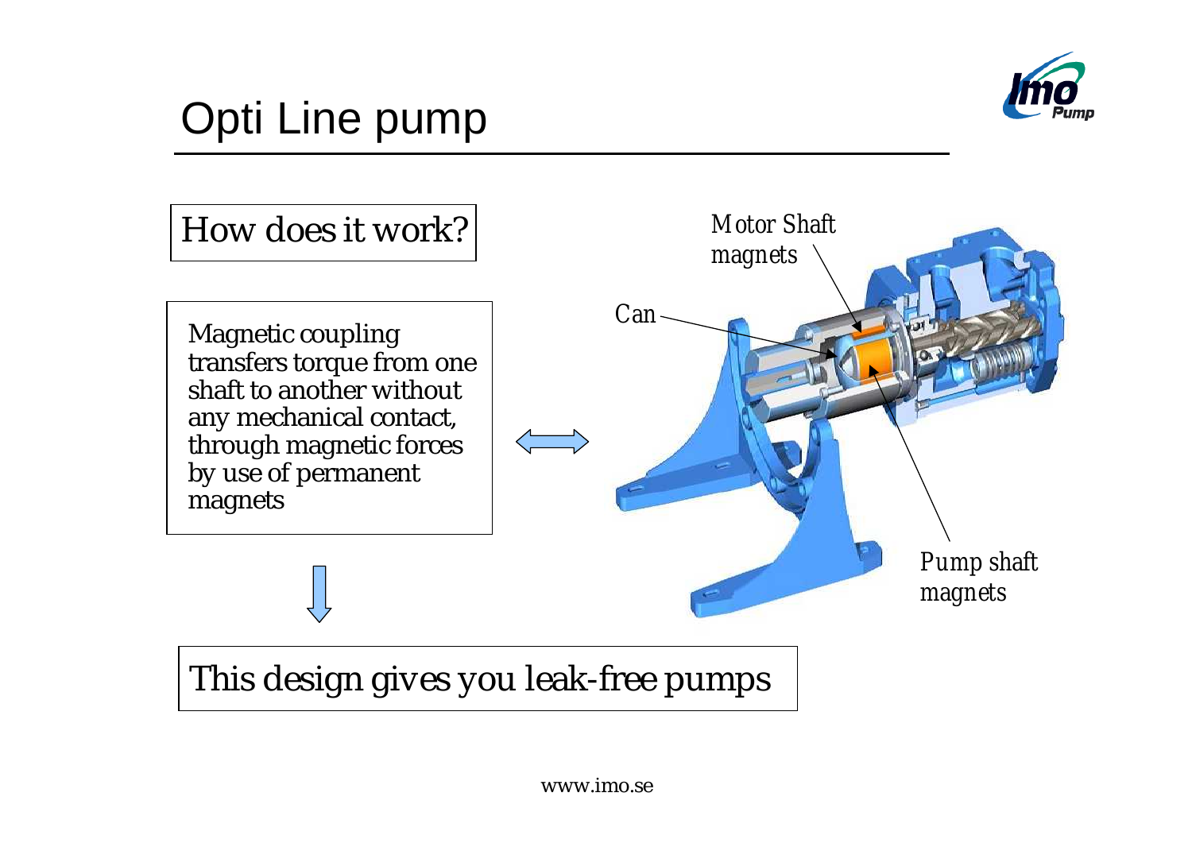# Opti Line pump

## How does it work?

Magnetic coupling transfers torque from one shaft to another without any mechanical contact, through magnetic forces by use of permanent magnets

Motor Shaft magnets

Can

Pump shaft magnets

This design gives you leak-free pumps

www.imo.se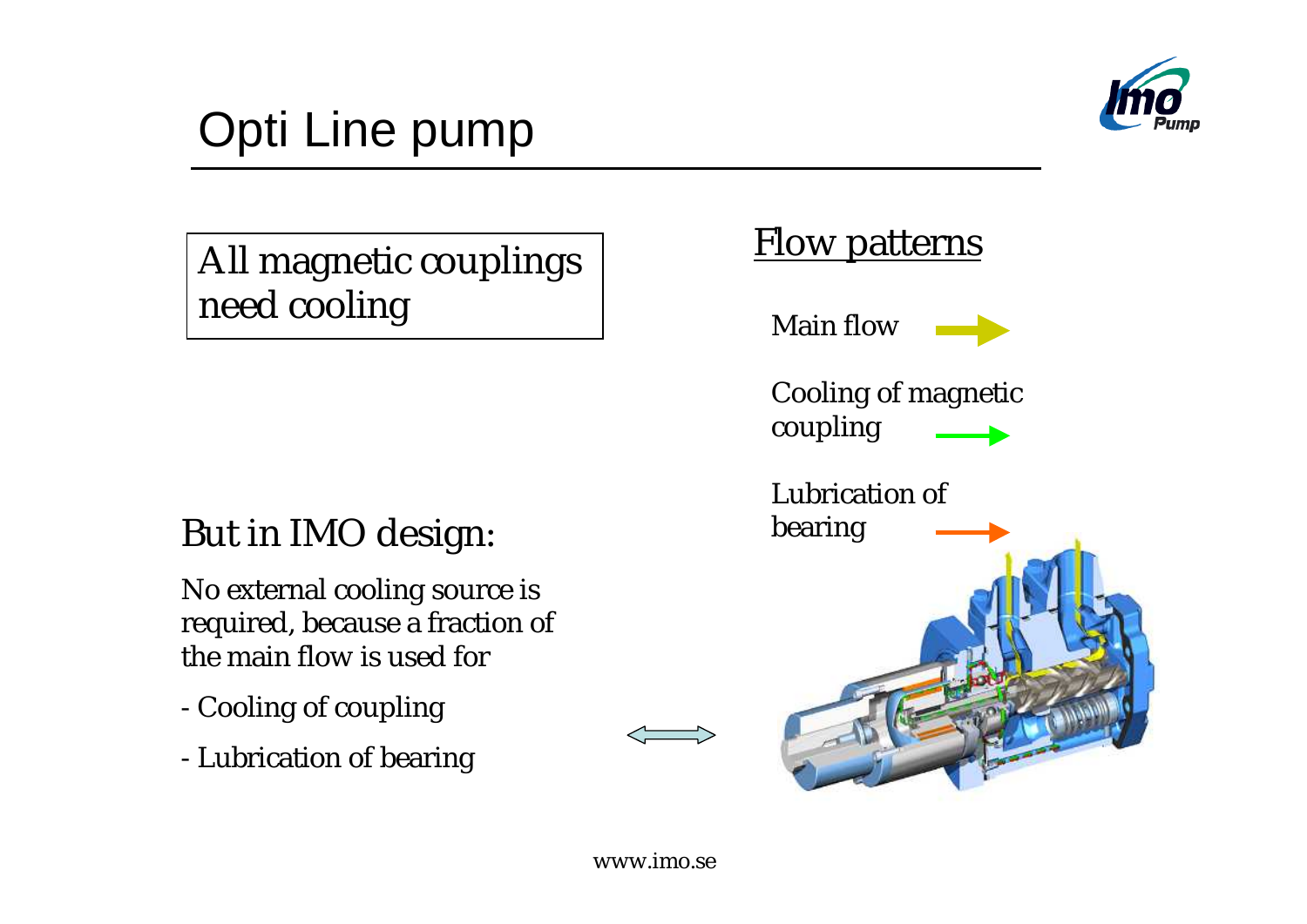# Opti Line pump

All magnetic couplings need cooling

## Flow patterns

Main flow

Cooling of magnetic coupling

Lubrication of bearing

## But in IMO design:

No external cooling source is required, because a fraction of the main flow is used for

- Cooling of coupling
- Lubrication of bearing

www.imo.se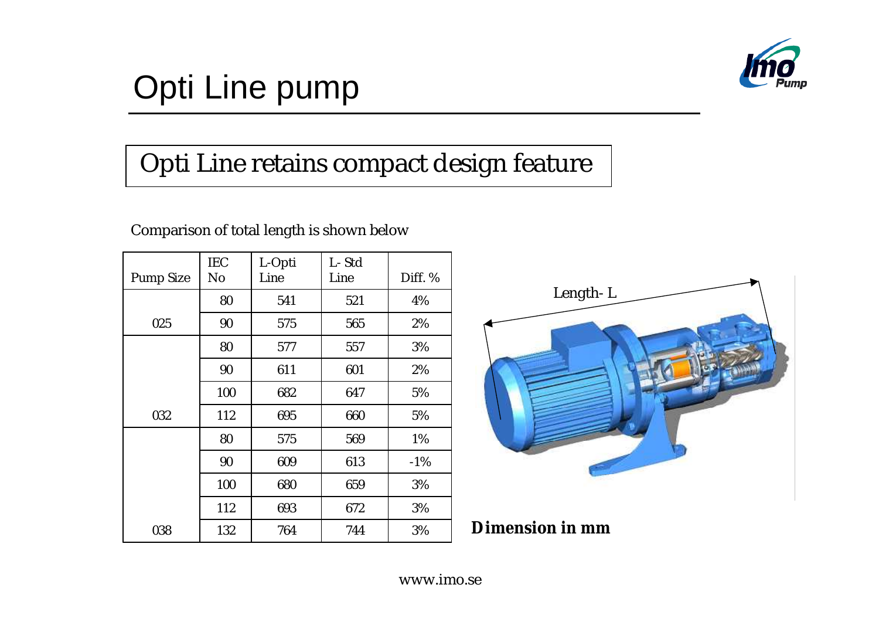# Opti Line pump

## Opti Line retains compact design feature

Comparison of total length is shown below

| Pump Size | IEC No | L-Opti Line | L- Std Line | Diff. % |
|---|---|---|---|---|
| 025 | 80 | 541 | 521 | 4% |
| | 90 | 575 | 565 | 2% |
| 032 | 80 | 577 | 557 | 3% |
| | 90 | 611 | 601 | 2% |
| | 100 | 682 | 647 | 5% |
| | 112 | 695 | 660 | 5% |
| 038 | 80 | 575 | 569 | 1% |
| | 90 | 609 | 613 | -1% |
| | 100 | 680 | 659 | 3% |
| | 112 | 693 | 672 | 3% |
| | 132 | 764 | 744 | 3% |

Length- L

**Dimension in mm**

www.imo.se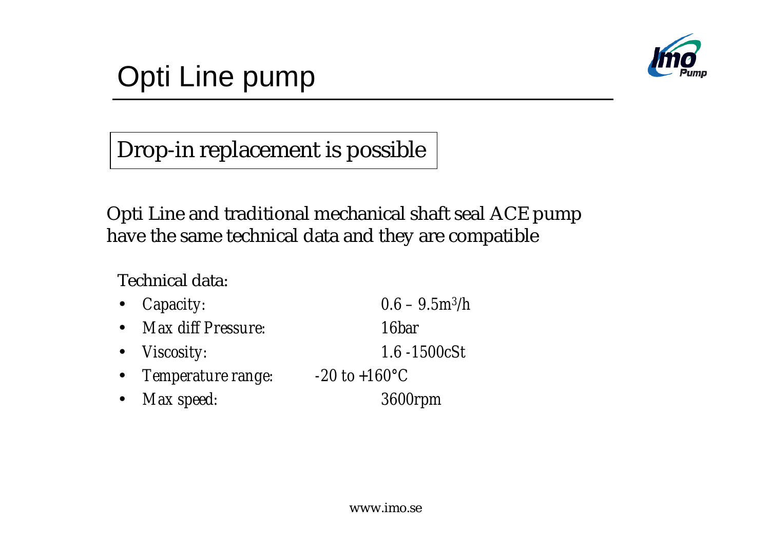# Opti Line pump

Drop-in replacement is possible

Opti Line and traditional mechanical shaft seal ACE pump have the same technical data and they are compatible

Technical data:

- *Capacity:* *0.6 – 9.5m³/h*
- *Max diff Pressure:* *16bar*
- *Viscosity:* *1.6 -1500cSt*
- *Temperature range:* *-20 to +160°C*
- *Max speed:* *3600rpm*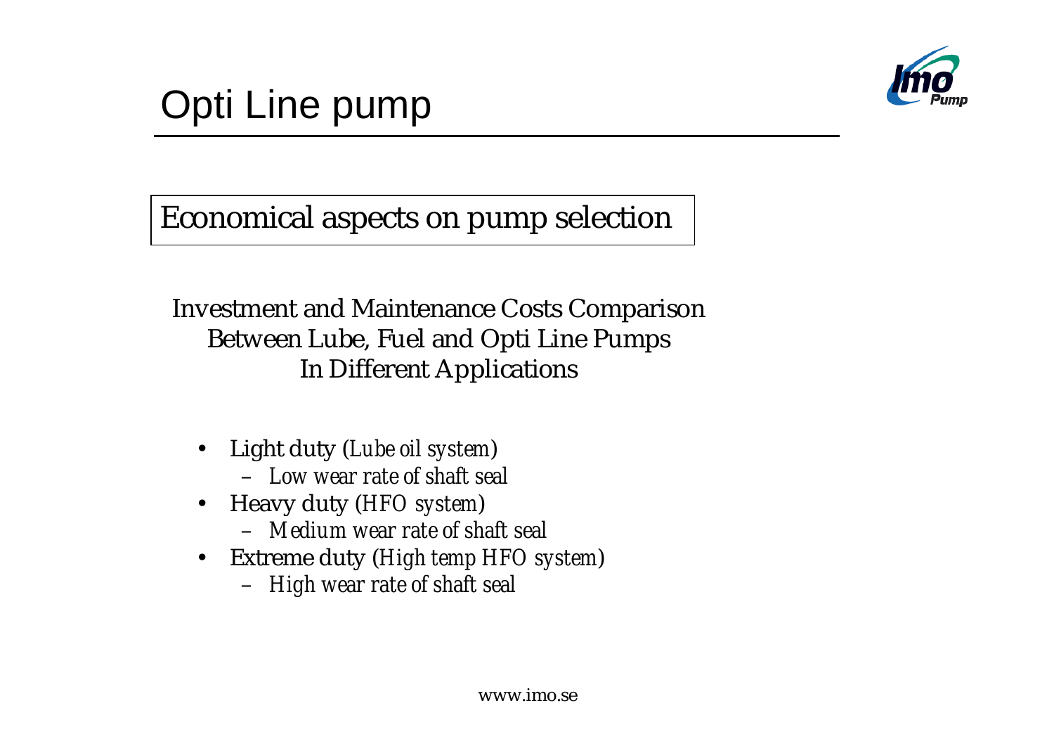# Opti Line pump

## Economical aspects on pump selection

Investment and Maintenance Costs Comparison
Between Lube, Fuel and Opti Line Pumps
In Different Applications

- Light duty (*Lube oil system*)
  - *Low wear rate of shaft seal*
- Heavy duty (*HFO system*)
  - *Medium wear rate of shaft seal*
- Extreme duty (*High temp HFO system*)
  - *High wear rate of shaft seal*

www.imo.se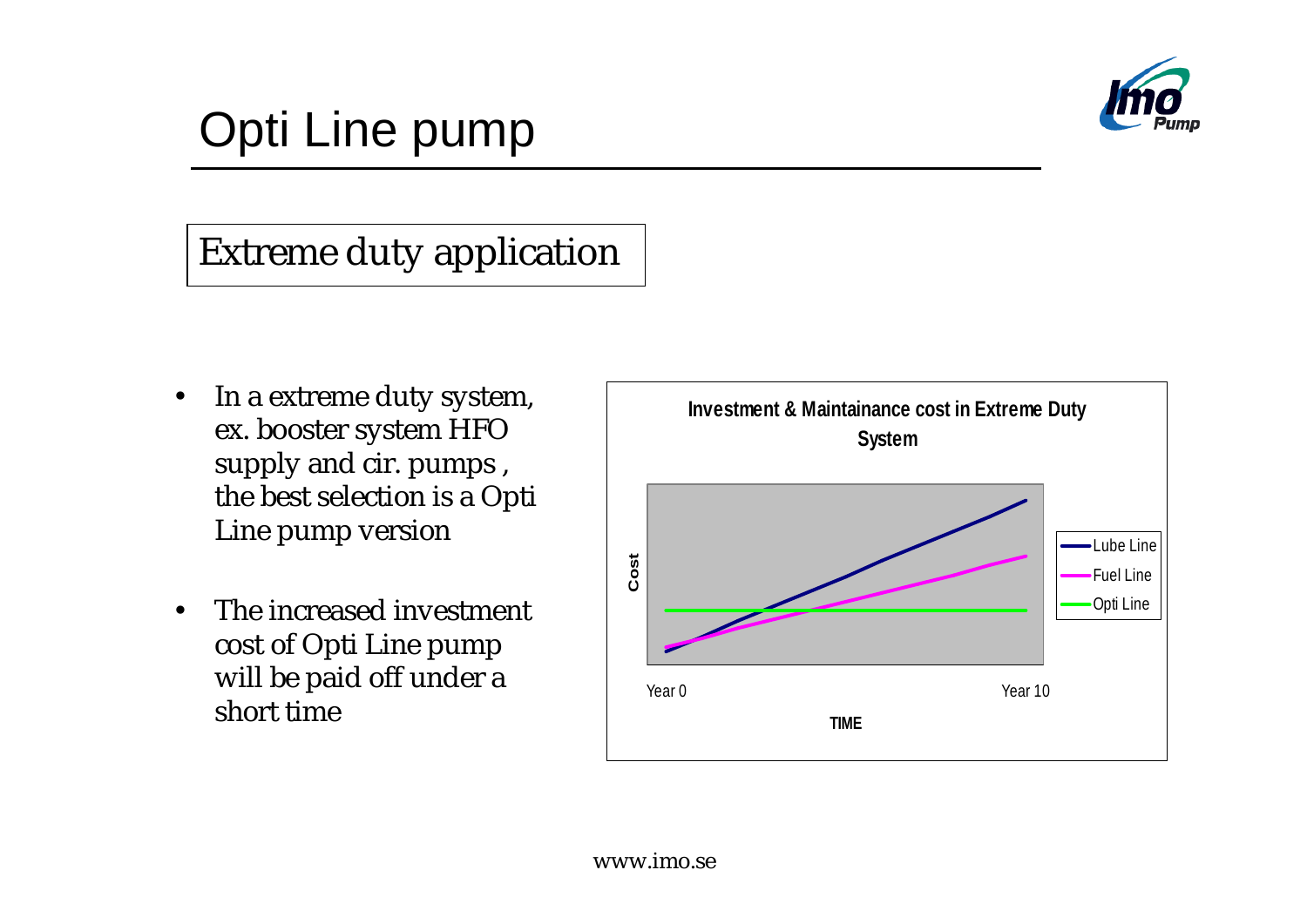# Opti Line pump

## Extreme duty application

- In a extreme duty system, ex. booster system HFO supply and cir. pumps , the best selection is a Opti Line pump version
- The increased investment cost of Opti Line pump will be paid off under a short time

**Investment & Maintainance cost in Extreme Duty System**

Cost

Lube Line
Fuel Line
Opti Line

Year 0 Year 10

TIME

www.imo.se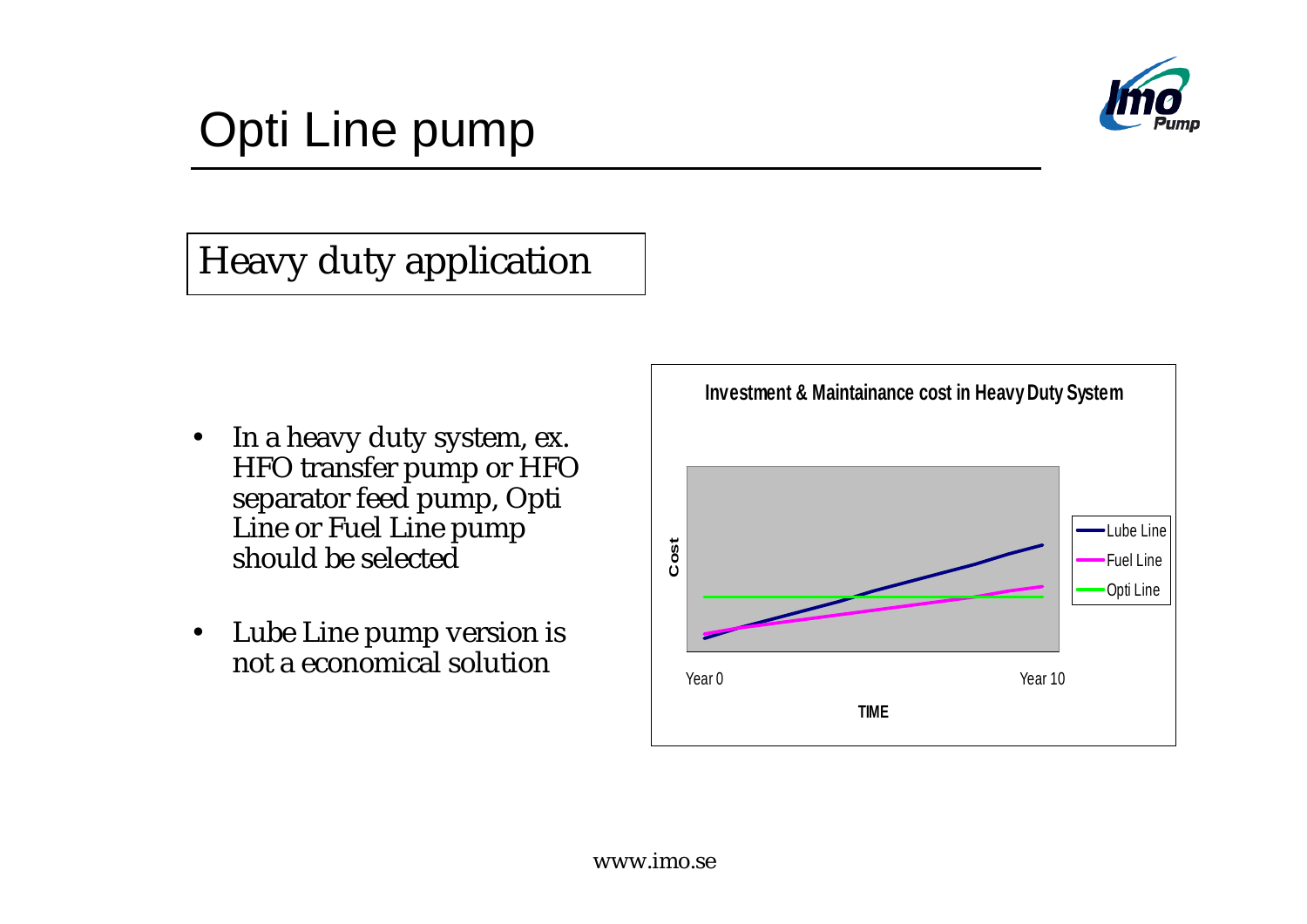# Opti Line pump

## Heavy duty application

- In a heavy duty system, ex. HFO transfer pump or HFO separator feed pump, Opti Line or Fuel Line pump should be selected
- Lube Line pump version is not a economical solution

**Investment & Maintainance cost in Heavy Duty System**

Cost

Lube Line
Fuel Line
Opti Line

Year 0 Year 10

TIME

www.imo.se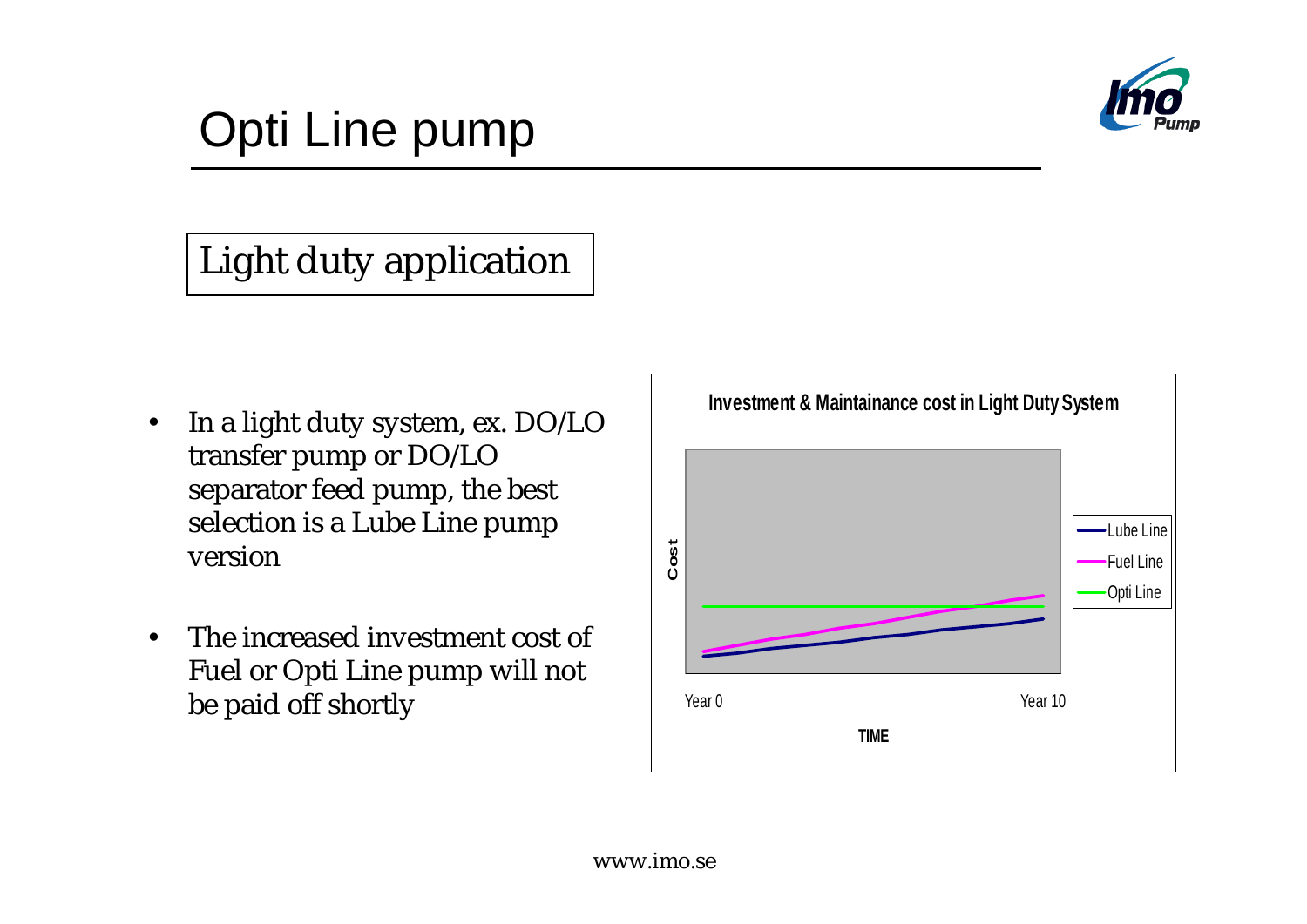# Opti Line pump

## Light duty application

- In a light duty system, ex. DO/LO transfer pump or DO/LO separator feed pump, the best selection is a Lube Line pump version
- The increased investment cost of Fuel or Opti Line pump will not be paid off shortly

**Investment & Maintainance cost in Light Duty System**

Cost

Lube Line
Fuel Line
Opti Line

Year 0 Year 10

TIME

www.imo.se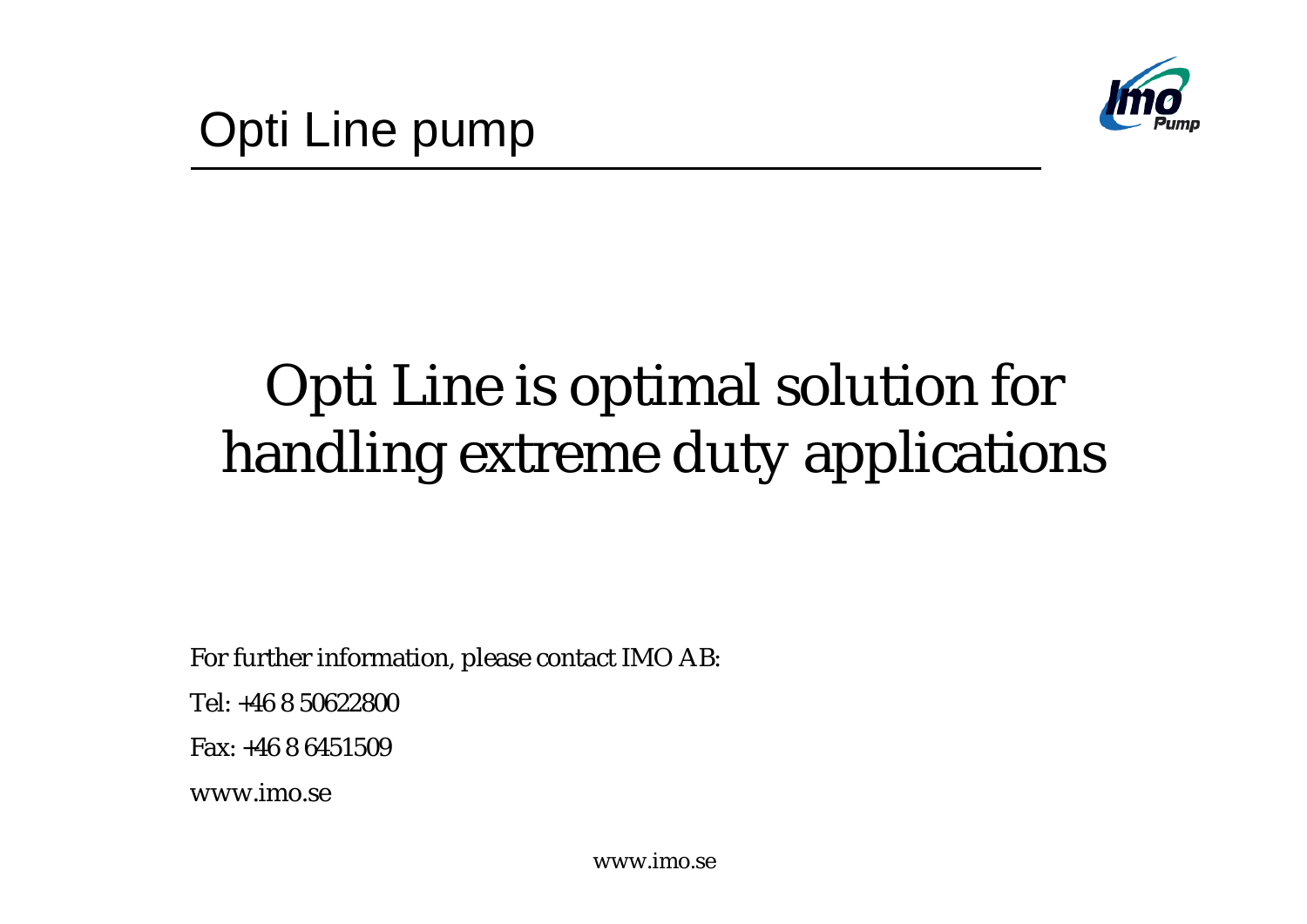# Opti Line pump

## Opti Line is optimal solution for handling extreme duty applications

For further information, please contact IMO AB:

Tel: +46 8 50622800

Fax: +46 8 6451509

www.imo.se